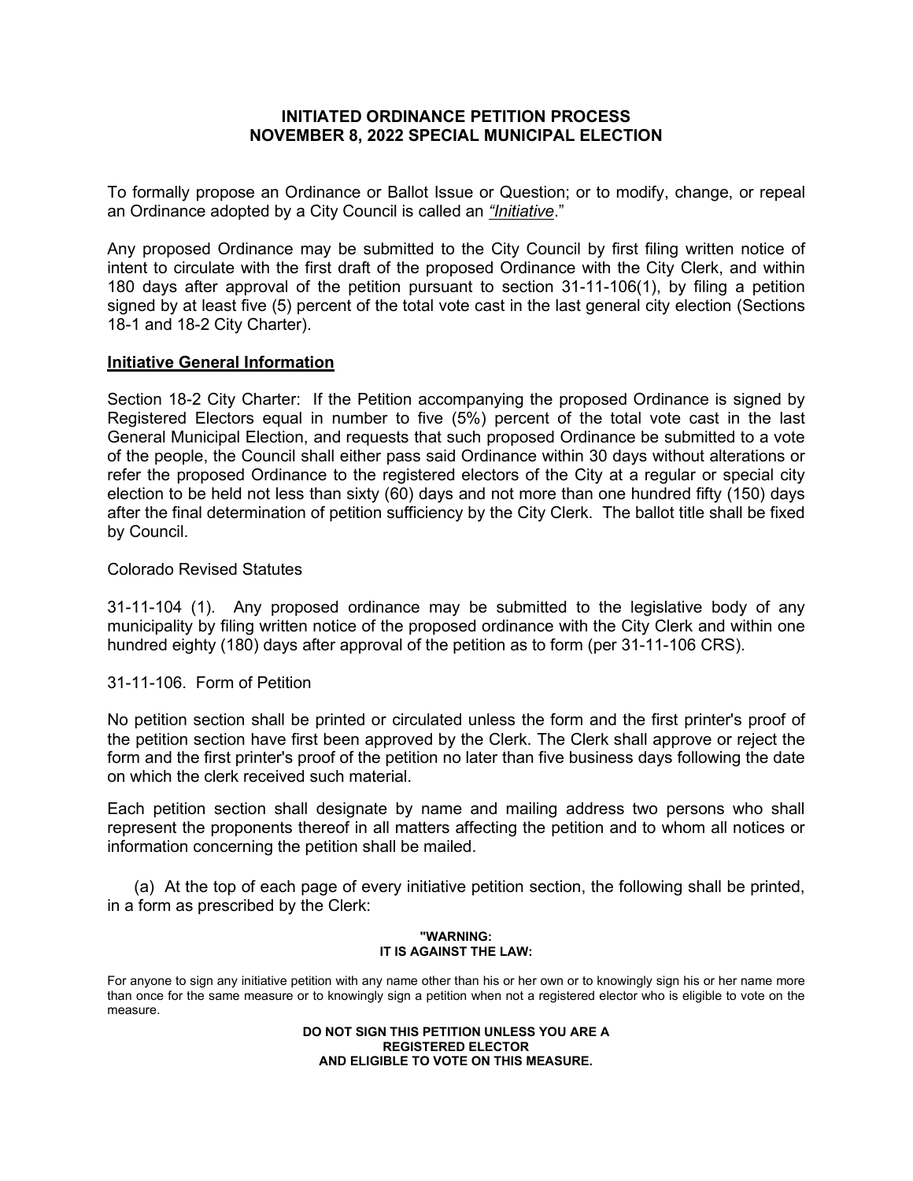# INITIATED ORDINANCE PETITION PROCESS
# NOVEMBER 8, 2022 SPECIAL MUNICIPAL ELECTION

To formally propose an Ordinance or Ballot Issue or Question; or to modify, change, or repeal an Ordinance adopted by a City Council is called an *"Initiative*."

Any proposed Ordinance may be submitted to the City Council by first filing written notice of intent to circulate with the first draft of the proposed Ordinance with the City Clerk, and within 180 days after approval of the petition pursuant to section 31-11-106(1), by filing a petition signed by at least five (5) percent of the total vote cast in the last general city election (Sections 18-1 and 18-2 City Charter).

## Initiative General Information

Section 18-2 City Charter: If the Petition accompanying the proposed Ordinance is signed by Registered Electors equal in number to five (5%) percent of the total vote cast in the last General Municipal Election, and requests that such proposed Ordinance be submitted to a vote of the people, the Council shall either pass said Ordinance within 30 days without alterations or refer the proposed Ordinance to the registered electors of the City at a regular or special city election to be held not less than sixty (60) days and not more than one hundred fifty (150) days after the final determination of petition sufficiency by the City Clerk. The ballot title shall be fixed by Council.

Colorado Revised Statutes

31-11-104 (1). Any proposed ordinance may be submitted to the legislative body of any municipality by filing written notice of the proposed ordinance with the City Clerk and within one hundred eighty (180) days after approval of the petition as to form (per 31-11-106 CRS).

31-11-106. Form of Petition

No petition section shall be printed or circulated unless the form and the first printer's proof of the petition section have first been approved by the Clerk. The Clerk shall approve or reject the form and the first printer's proof of the petition no later than five business days following the date on which the clerk received such material.

Each petition section shall designate by name and mailing address two persons who shall represent the proponents thereof in all matters affecting the petition and to whom all notices or information concerning the petition shall be mailed.

(a) At the top of each page of every initiative petition section, the following shall be printed, in a form as prescribed by the Clerk:

**"WARNING:**
**IT IS AGAINST THE LAW:**

For anyone to sign any initiative petition with any name other than his or her own or to knowingly sign his or her name more than once for the same measure or to knowingly sign a petition when not a registered elector who is eligible to vote on the measure.

**DO NOT SIGN THIS PETITION UNLESS YOU ARE A REGISTERED ELECTOR AND ELIGIBLE TO VOTE ON THIS MEASURE.**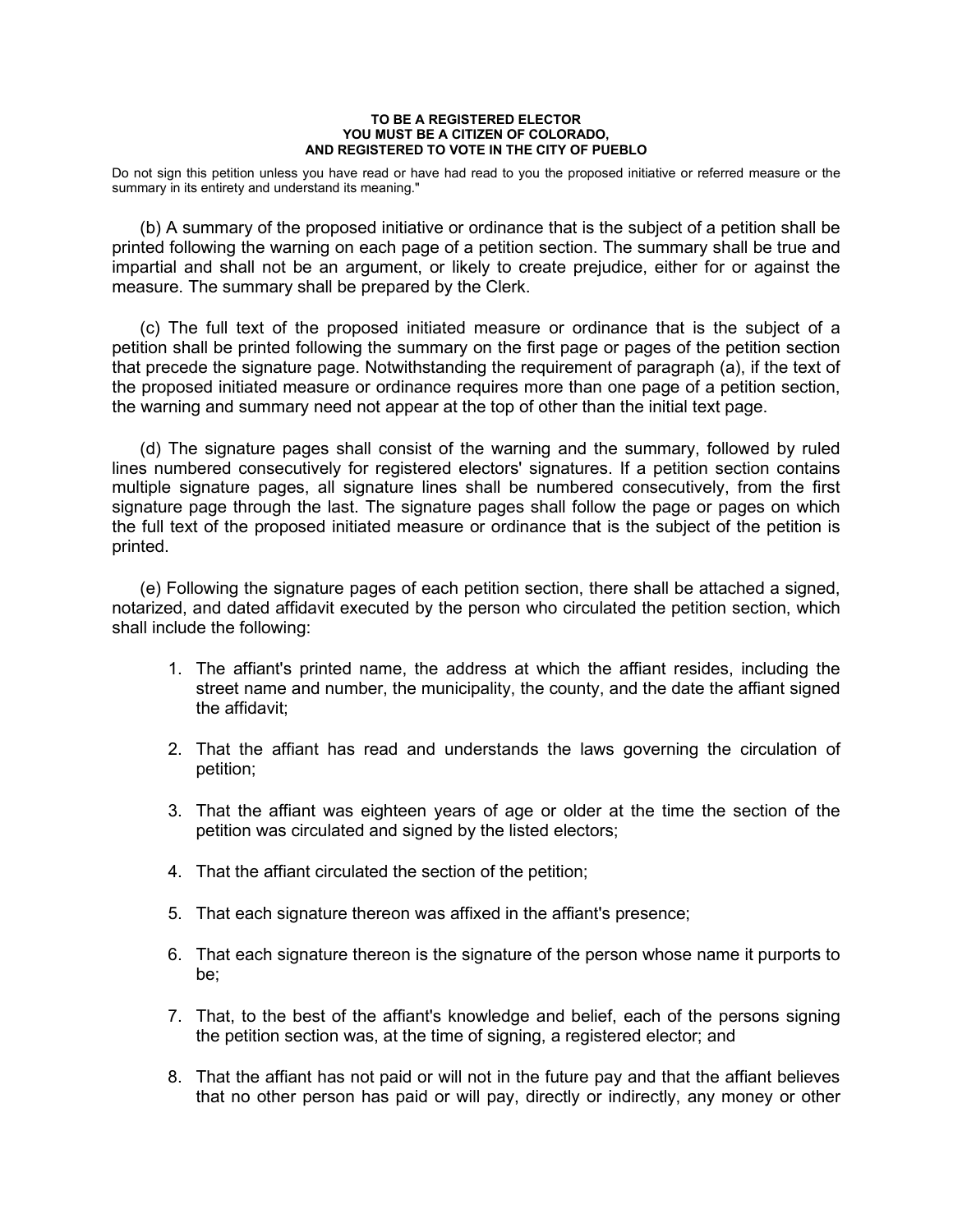**TO BE A REGISTERED ELECTOR**
**YOU MUST BE A CITIZEN OF COLORADO,**
**AND REGISTERED TO VOTE IN THE CITY OF PUEBLO**

Do not sign this petition unless you have read or have had read to you the proposed initiative or referred measure or the summary in its entirety and understand its meaning."

(b) A summary of the proposed initiative or ordinance that is the subject of a petition shall be printed following the warning on each page of a petition section. The summary shall be true and impartial and shall not be an argument, or likely to create prejudice, either for or against the measure. The summary shall be prepared by the Clerk.

(c) The full text of the proposed initiated measure or ordinance that is the subject of a petition shall be printed following the summary on the first page or pages of the petition section that precede the signature page. Notwithstanding the requirement of paragraph (a), if the text of the proposed initiated measure or ordinance requires more than one page of a petition section, the warning and summary need not appear at the top of other than the initial text page.

(d) The signature pages shall consist of the warning and the summary, followed by ruled lines numbered consecutively for registered electors' signatures. If a petition section contains multiple signature pages, all signature lines shall be numbered consecutively, from the first signature page through the last. The signature pages shall follow the page or pages on which the full text of the proposed initiated measure or ordinance that is the subject of the petition is printed.

(e) Following the signature pages of each petition section, there shall be attached a signed, notarized, and dated affidavit executed by the person who circulated the petition section, which shall include the following:

1. The affiant's printed name, the address at which the affiant resides, including the street name and number, the municipality, the county, and the date the affiant signed the affidavit;

2. That the affiant has read and understands the laws governing the circulation of petition;

3. That the affiant was eighteen years of age or older at the time the section of the petition was circulated and signed by the listed electors;

4. That the affiant circulated the section of the petition;

5. That each signature thereon was affixed in the affiant's presence;

6. That each signature thereon is the signature of the person whose name it purports to be;

7. That, to the best of the affiant's knowledge and belief, each of the persons signing the petition section was, at the time of signing, a registered elector; and

8. That the affiant has not paid or will not in the future pay and that the affiant believes that no other person has paid or will pay, directly or indirectly, any money or other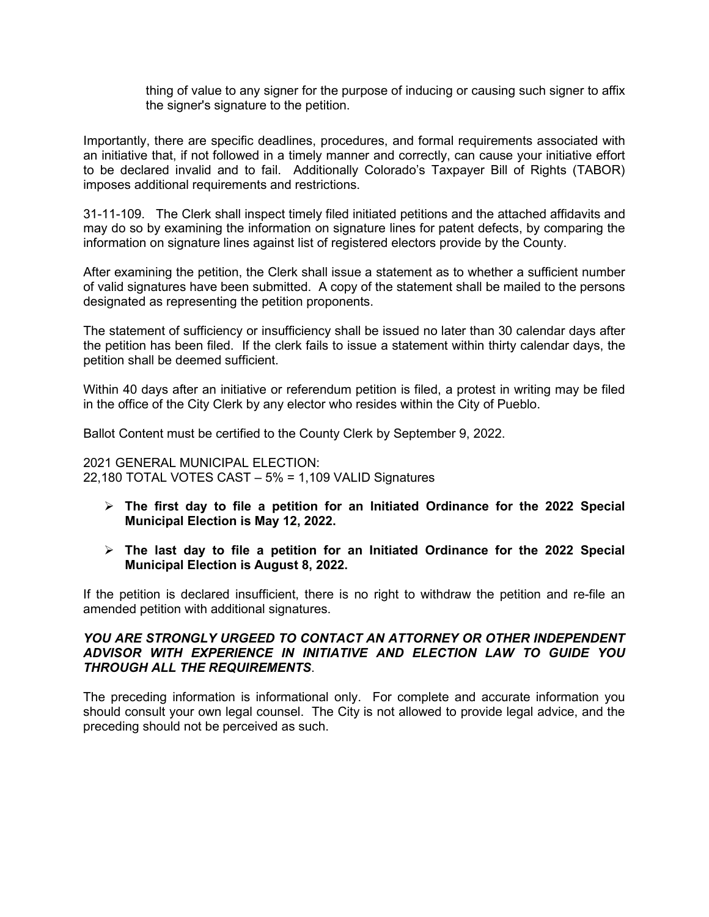thing of value to any signer for the purpose of inducing or causing such signer to affix the signer's signature to the petition.

Importantly, there are specific deadlines, procedures, and formal requirements associated with an initiative that, if not followed in a timely manner and correctly, can cause your initiative effort to be declared invalid and to fail. Additionally Colorado's Taxpayer Bill of Rights (TABOR) imposes additional requirements and restrictions.

31-11-109. The Clerk shall inspect timely filed initiated petitions and the attached affidavits and may do so by examining the information on signature lines for patent defects, by comparing the information on signature lines against list of registered electors provide by the County.

After examining the petition, the Clerk shall issue a statement as to whether a sufficient number of valid signatures have been submitted. A copy of the statement shall be mailed to the persons designated as representing the petition proponents.

The statement of sufficiency or insufficiency shall be issued no later than 30 calendar days after the petition has been filed. If the clerk fails to issue a statement within thirty calendar days, the petition shall be deemed sufficient.

Within 40 days after an initiative or referendum petition is filed, a protest in writing may be filed in the office of the City Clerk by any elector who resides within the City of Pueblo.

Ballot Content must be certified to the County Clerk by September 9, 2022.

2021 GENERAL MUNICIPAL ELECTION:
22,180 TOTAL VOTES CAST – 5% = 1,109 VALID Signatures

- **The first day to file a petition for an Initiated Ordinance for the 2022 Special Municipal Election is May 12, 2022.**
- **The last day to file a petition for an Initiated Ordinance for the 2022 Special Municipal Election is August 8, 2022.**

If the petition is declared insufficient, there is no right to withdraw the petition and re-file an amended petition with additional signatures.

***YOU ARE STRONGLY URGEED TO CONTACT AN ATTORNEY OR OTHER INDEPENDENT ADVISOR WITH EXPERIENCE IN INITIATIVE AND ELECTION LAW TO GUIDE YOU THROUGH ALL THE REQUIREMENTS***.

The preceding information is informational only. For complete and accurate information you should consult your own legal counsel. The City is not allowed to provide legal advice, and the preceding should not be perceived as such.